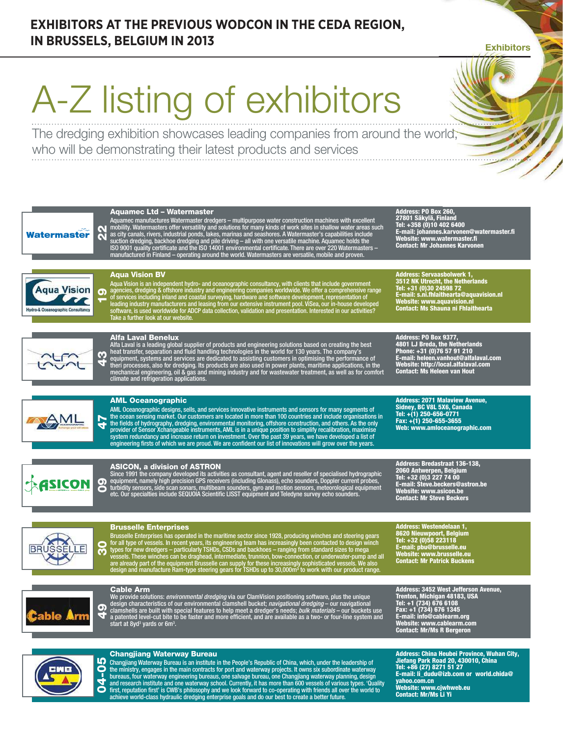# EXHIBITORS AT THE PREVIOUS WODCON IN THE CEDA REGION, IN BRUSSELS, BELGIUM IN 2013

# A-Z listing of exhibitors

The dredging exhibition showcases leading companies from around the world, who will be demonstrating their latest products and services

---

### Aquamec Ltd – Watermaster

**22**

Aquamec manufactures Watermaster dredgers – multipurpose water construction machines with excellent mobility. Watermasters offer versatility and solutions for many kinds of work sites in shallow water areas such as city canals, rivers, industrial ponds, lakes, marinas and seashores. A Watermaster's capabilities include suction dredging, backhoe dredging and pile driving – all with one versatile machine. Aquamec holds the ISO 9001 quality certificate and the ISO 14001 environmental certificate. There are over 220 Watermasters – manufactured in Finland – operating around the world. Watermasters are versatile, mobile and proven.

**Address: PO Box 260, 27801 Säkylä, Finland**
**Tel: +358 (0)10 402 6400**
**E-mail: johannes.karvonen@watermaster.fi**
**Website: www.watermaster.fi**
**Contact: Mr Johannes Karvonen**

---

### Aqua Vision BV

**19**

Aqua Vision is an independent hydro- and oceanographic consultancy, with clients that include government agencies, dredging & offshore industry and engineering companies worldwide. We offer a comprehensive range of services including inland and coastal surveying, hardware and software development, representation of leading industry manufacturers and leasing from our extensive instrument pool. ViSea, our in-house developed software, is used worldwide for ADCP data collection, validation and presentation. Interested in our activities? Take a further look at our website.

**Address: Servaasbolwerk 1, 3512 NK Utrecht, the Netherlands**
**Tel: +31 (0)30 24598 72**
**E-mail: s.ni.fhlaithearta@aquavision.nl**
**Website: www.aquavision.nl**
**Contact: Ms Shauna ni Fhlaithearta**

---

### Alfa Laval Benelux

**43**

Alfa Laval is a leading global supplier of products and engineering solutions based on creating the best heat transfer, separation and fluid handling technologies in the world for 130 years. The company's equipment, systems and services are dedicated to assisting customers in optimising the performance of theri processes, also for dredging. Its products are also used in power plants, maritime applications, in the mechanical engineering, oil & gas and mining industry and for wastewater treatment, as well as for comfort climate and refrigeration applications.

**Address: PO Box 9377, 4801 LJ Breda, the Netherlands**
**Phone: +31 (0)76 57 91 210**
**E-mail: heleen.vanhout@alfalaval.com**
**Website: http://local.alfalaval.com**
**Contact: Ms Heleen van Hout**

---

### AML Oceanographic

**47**

AML Oceanographic designs, sells, and services innovative instruments and sensors for many segments of the ocean sensing market. Our customers are located in more than 100 countries and include organisations in the fields of hydrography, dredging, environmental monitoring, offshore construction, and others. As the only provider of Sensor Xchangeable instruments, AML is in a unique position to simplify recalibration, maximise system redundancy and increase return on investment. Over the past 39 years, we have developed a list of engineering firsts of which we are proud. We are confident our list of innovations will grow over the years.

**Address: 2071 Malaview Avenue, Sidney, BC V8L 5X6, Canada**
**Tel: +(1) 250-656-0771**
**Fax: +(1) 250-655-3655**
**Web: www.amloceanographic.com**

---

### ASICON, a division of ASTRON

**09**

Since 1991 the company developed its activities as consultant, agent and reseller of specialised hydrographic equipment, namely high precision GPS receivers (including Glonass), echo sounders, Doppler current probes, turbidity sensors, side scan sonars, multibeam sounders, gyro and motion sensors, meteorological equipment etc. Our specialties include SEQUOIA Scientific LISST equipment and Teledyne survey echo sounders.

**Address: Bredastraat 136-138, 2060 Antwerpen, Belgium**
**Tel: +32 (0)3 227 74 00**
**E-mail: Steve.beckers@astron.be**
**Website: www.asicon.be**
**Contact: Mr Steve Beckers**

---

### Brusselle Enterprises

**30**

Brusselle Enterprises has operated in the maritime sector since 1928, producing winches and steering gears for all type of vessels. In recent years, its engineering team has increasingly been contacted to design winch types for new dredgers – particularly TSHDs, CSDs and backhoes – ranging from standard sizes to mega vessels. These winches can be draghead, intermediate, trunnion, bow-connection, or underwater-pump and all are already part of the equipment Brusselle can supply for these increasingly sophisticated vessels. We also design and manufacture Ram-type steering gears for TSHDs up to 30,000m³ to work with our product range.

**Address: Westendelaan 1, 8620 Nieuwpoort, Belgium**
**Tel: +32 (0)58 223118**
**E-mail: pbu@brusselle.eu**
**Website: www.brusselle.eu**
**Contact: Mr Patrick Buckens**

---

### Cable Arm

**49**

We provide solutions: *environmental dredging* via our ClamVision positioning software, plus the unique design characteristics of our environmental clamshell bucket; *navigational dredging* – our navigational clamshells are built with special features to help meet a dredger's needs; *bulk materials* – our buckets use a patented level-cut bite to be faster and more efficient, and are available as a two- or four-line system and start at 8yd³ yards or 6m³.

**Address: 3452 West Jefferson Avenue, Trenton, Michigan 48183, USA**
**Tel: +1 (734) 676 6108**
**Fax: +1 (734) 676 1345**
**E-mail: info@cablearm.org**
**Website: www.cablearm.com**
**Contact: Mr/Ms R Bergeron**

---

### Changjiang Waterway Bureau

**04-05**

Changjiang Waterway Bureau is an institute in the People's Republic of China, which, under the leadership of the ministry, engages in the main contracts for port and waterway projects. It owns six subordinate waterway bureaus, four waterway engineering bureaus, one salvage bureau, one Changjiang waterway planning, design and research institute and one waterway school. Currently, it has more than 600 vessels of various types. 'Quality first, reputation first' is CWB's philosophy and we look forward to co-operating with friends all over the world to achieve world-class hydraulic dredging enterprise goals and do our best to create a better future.

**Address: China Heubei Province, Wuhan City, Jiefang Park Road 20, 430010, China**
**Tel: +86 (27) 8271 51 27**
**E-mail: li_dudu@izb.com or world.chida@yahoo.com.cn**
**Website: www.cjwhweb.eu**
**Contact: Mr/Ms Li Yi**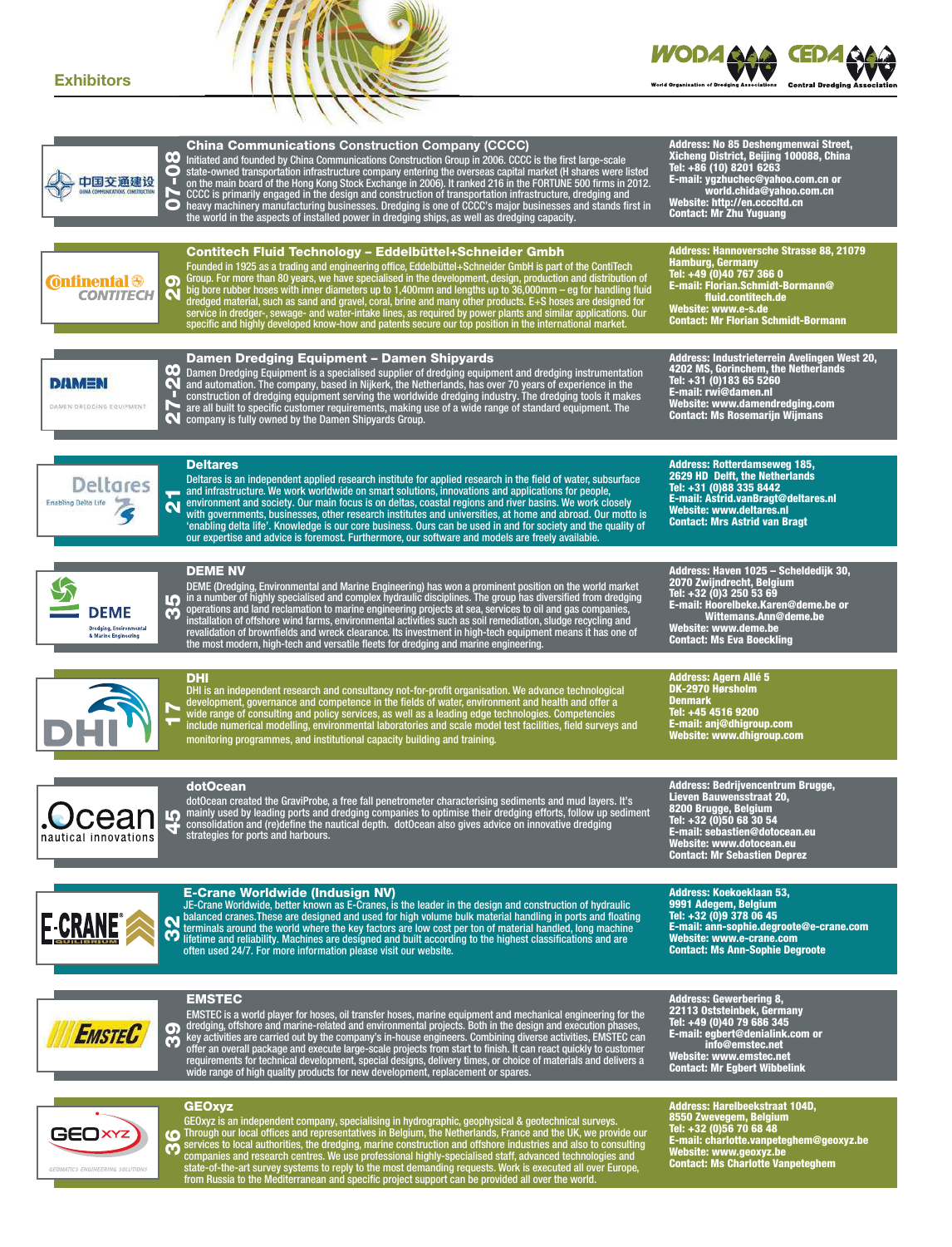# Exhibitors

## China Communications Construction Company (CCCC)

**07-08**

Initiated and founded by China Communications Construction Group in 2006. CCCC is the first large-scale state-owned transportation infrastructure company entering the overseas capital market (H shares were listed on the main board of the Hong Kong Stock Exchange in 2006). It ranked 216 in the FORTUNE 500 firms in 2012. CCCC is primarily engaged in the design and construction of transportation infrastructure, dredging and heavy machinery manufacturing businesses. Dredging is one of CCCC's major businesses and stands first in the world in the aspects of installed power in dredging ships, as well as dredging capacity.

**Address:** No 85 Deshengmenwai Street, Xicheng District, Beijing 100088, China
**Tel:** +86 (10) 8201 6263
**E-mail:** ygzhuchec@yahoo.com.cn or world.chida@yahoo.com.cn
**Website:** http://en.ccccltd.cn
**Contact:** Mr Zhu Yuguang

## Contitech Fluid Technology – Eddelbüttel+Schneider Gmbh

**29**

Founded in 1925 as a trading and engineering office, Eddelbüttel+Schneider GmbH is part of the ContiTech Group. For more than 80 years, we have specialised in the development, design, production and distribution of big bore rubber hoses with inner diameters up to 1,400mm and lengths up to 36,000mm – eg for handling fluid dredged material, such as sand and gravel, coral, brine and many other products. E+S hoses are designed for service in dredger-, sewage- and water-intake lines, as required by power plants and similar applications. Our specific and highly developed know-how and patents secure our top position in the international market.

**Address:** Hannoversche Strasse 88, 21079 Hamburg, Germany
**Tel:** +49 (0)40 767 366 0
**E-mail:** Florian.Schmidt-Bormann@fluid.contitech.de
**Website:** www.e-s.de
**Contact:** Mr Florian Schmidt-Bormann

## Damen Dredging Equipment – Damen Shipyards

**27-28**

Damen Dredging Equipment is a specialised supplier of dredging equipment and dredging instrumentation and automation. The company, based in Nijkerk, the Netherlands, has over 70 years of experience in the construction of dredging equipment serving the worldwide dredging industry. The dredging tools it makes are all built to specific customer requirements, making use of a wide range of standard equipment. The company is fully owned by the Damen Shipyards Group.

**Address:** Industrieterrein Avelingen West 20, 4202 MS, Gorinchem, the Netherlands
**Tel:** +31 (0)183 65 5260
**E-mail:** rwi@damen.nl
**Website:** www.damendredging.com
**Contact:** Ms Rosemarijn Wijmans

## Deltares

**21**

Deltares is an independent applied research institute for applied research in the field of water, subsurface and infrastructure. We work worldwide on smart solutions, innovations and applications for people, environment and society. Our main focus is on deltas, coastal regions and river basins. We work closely with governments, businesses, other research institutes and universities, at home and abroad. Our motto is 'enabling delta life'. Knowledge is our core business. Ours can be used in and for society and the quality of our expertise and advice is foremost. Furthermore, our software and models are freely available.

**Address:** Rotterdamseweg 185, 2629 HD Delft, the Netherlands
**Tel:** +31 (0)88 335 8442
**E-mail:** Astrid.vanBragt@deltares.nl
**Website:** www.deltares.nl
**Contact:** Mrs Astrid van Bragt

## DEME NV

**35**

DEME (Dredging, Environmental and Marine Engineering) has won a prominent position on the world market in a number of highly specialised and complex hydraulic disciplines. The group has diversified from dredging operations and land reclamation to marine engineering projects at sea, services to oil and gas companies, installation of offshore wind farms, environmental activities such as soil remediation, sludge recycling and revalidation of brownfields and wreck clearance. Its investment in high-tech equipment means it has one of the most modern, high-tech and versatile fleets for dredging and marine engineering.

**Address:** Haven 1025 – Scheldedijk 30, 2070 Zwijndrecht, Belgium
**Tel:** +32 (0)3 250 53 69
**E-mail:** Hoorelbeke.Karen@deme.be or Wittemans.Ann@deme.be
**Website:** www.deme.be
**Contact:** Ms Eva Boeckling

## DHI

**17**

DHI is an independent research and consultancy not-for-profit organisation. We advance technological development, governance and competence in the fields of water, environment and health and offer a wide range of consulting and policy services, as well as a leading edge technologies. Competencies include numerical modelling, environmental laboratories and scale model test facilities, field surveys and monitoring programmes, and institutional capacity building and training.

**Address:** Agern Allé 5
DK-2970 Hørsholm
Denmark
**Tel:** +45 4516 9200
**E-mail:** anj@dhigroup.com
**Website:** www.dhigroup.com

## dotOcean

**45**

dotOcean created the GraviProbe, a free fall penetrometer characterising sediments and mud layers. It's mainly used by leading ports and dredging companies to optimise their dredging efforts, follow up sediment consolidation and (re)define the nautical depth. dotOcean also gives advice on innovative dredging strategies for ports and harbours.

**Address:** Bedrijvencentrum Brugge, Lieven Bauwensstraat 20, 8200 Brugge, Belgium
**Tel:** +32 (0)50 68 30 54
**E-mail:** sebastien@dotocean.eu
**Website:** www.dotocean.eu
**Contact:** Mr Sebastien Deprez

## E-Crane Worldwide (Indusign NV)

**32**

JE-Crane Worldwide, better known as E-Cranes, is the leader in the design and construction of hydraulic balanced cranes.These are designed and used for high volume bulk material handling in ports and floating terminals around the world where the key factors are low cost per ton of material handled, long machine lifetime and reliability. Machines are designed and built according to the highest classifications and are often used 24/7. For more information please visit our website.

**Address:** Koekoeklaan 53, 9991 Adegem, Belgium
**Tel:** +32 (0)9 378 06 45
**E-mail:** ann-sophie.degroote@e-crane.com
**Website:** www.e-crane.com
**Contact:** Ms Ann-Sophie Degroote

## EMSTEC

**39**

EMSTEC is a world player for hoses, oil transfer hoses, marine equipment and mechanical engineering for the dredging, offshore and marine-related and environmental projects. Both in the design and execution phases, key activities are carried out by the company's in-house engineers. Combining diverse activities, EMSTEC can offer an overall package and execute large-scale projects from start to finish. It can react quickly to customer requirements for technical development, special designs, delivery times, or choice of materials and delivers a wide range of high quality products for new development, replacement or spares.

**Address:** Gewerbering 8, 22113 Oststeinbek, Germany
**Tel:** +49 (0)40 79 686 345
**E-mail:** egbert@denialink.com or info@emstec.net
**Website:** www.emstec.net
**Contact:** Mr Egbert Wibbelink

## GEOxyz

**36**

GEOxyz is an independent company, specialising in hydrographic, geophysical & geotechnical surveys. Through our local offices and representatives in Belgium, the Netherlands, France and the UK, we provide our services to local authorities, the dredging, marine construction and offshore industries and also to consulting companies and research centres. We use professional highly-specialised staff, advanced technologies and state-of-the-art survey systems to reply to the most demanding requests. Work is executed all over Europe, from Russia to the Mediterranean and specific project support can be provided all over the world.

**Address:** Harelbeekstraat 104D, 8550 Zwevegem, Belgium
**Tel:** +32 (0)56 70 68 48
**E-mail:** charlotte.vanpeteghem@geoxyz.be
**Website:** www.geoxyz.be
**Contact:** Ms Charlotte Vanpeteghem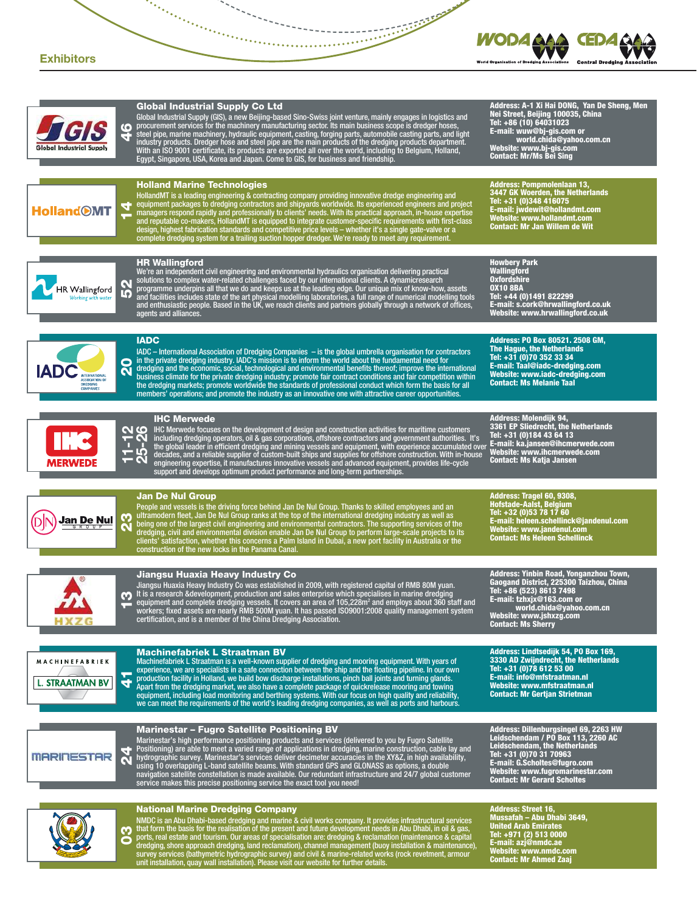## Exhibitors

### Global Industrial Supply Co Ltd

**46**

Global Industrial Supply (GIS), a new Beijing-based Sino-Swiss joint venture, mainly engages in logistics and procurement services for the machinery manufacturing sector. Its main business scope is dredger hoses, steel pipe, marine machinery, hydraulic equipment, casting, forging parts, automobile casting parts, and light industry products. Dredger hose and steel pipe are the main products of the dredging products department. With an ISO 9001 certificate, its products are exported all over the world, including to Belgium, Holland, Egypt, Singapore, USA, Korea and Japan. Come to GIS, for business and friendship.

**Address: A-1 Xi Hai DONG, Yan De Sheng, Men Nei Street, Beijing 100035, China**
**Tel: +86 (10) 64031023**
**E-mail: wuw@bj-gis.com or world.chida@yahoo.com.cn**
**Website: www.bj-gis.com**
**Contact: Mr/Ms Bei Sing**

### Holland Marine Technologies

**14**

HollandMT is a leading engineering & contracting company providing innovative dredge engineering and equipment packages to dredging contractors and shipyards worldwide. Its experienced engineers and project managers respond rapidly and professionally to clients' needs. With its practical approach, in-house expertise and reputable co-makers, HollandMT is equipped to integrate customer-specific requirements with first-class design, highest fabrication standards and competitive price levels – whether it's a single gate-valve or a complete dredging system for a trailing suction hopper dredger. We're ready to meet any requirement.

**Address: Pompmolenlaan 13, 3447 GK Woerden, the Netherlands**
**Tel: +31 (0)348 416075**
**E-mail: jwdewit@hollandmt.com**
**Website: www.hollandmt.com**
**Contact: Mr Jan Willem de Wit**

### HR Wallingford

**52**

We're an independent civil engineering and environmental hydraulics organisation delivering practical solutions to complex water-related challenges faced by our international clients. A dynamicresearch programme underpins all that we do and keeps us at the leading edge. Our unique mix of know-how, assets and facilities includes state of the art physical modelling laboratories, a full range of numerical modelling tools and enthusiastic people. Based in the UK, we reach clients and partners globally through a network of offices, agents and alliances.

**Howbery Park**
**Wallingford**
**Oxfordshire**
**OX10 8BA**
**Tel: +44 (0)1491 822299**
**E-mail: s.cork@hrwallingford.co.uk**
**Website: www.hrwallingford.co.uk**

### IADC

**20**

IADC – International Association of Dredging Companies – is the global umbrella organisation for contractors in the private dredging industry. IADC's mission is to inform the world about the fundamental need for dredging and the economic, social, technological and environmental benefits thereof; improve the international business climate for the private dredging industry; promote fair contract conditions and fair competition within the dredging markets; promote worldwide the standards of professional conduct which form the basis for all members' operations; and promote the industry as an innovative one with attractive career opportunities.

**Address: PO Box 80521. 2508 GM, The Hague, the Netherlands**
**Tel: +31 (0)70 352 33 34**
**E-mail: Taal@iadc-dredging.com**
**Website: www.iadc-dredging.com**
**Contact: Ms Melanie Taal**

### IHC Merwede

**11-12, 25-26**

IHC Merwede focuses on the development of design and construction activities for maritime customers including dredging operators, oil & gas corporations, offshore contractors and government authorities. It's the global leader in efficient dredging and mining vessels and equipment, with experience accumulated over decades, and a reliable supplier of custom-built ships and supplies for offshore construction. With in-house engineering expertise, it manufactures innovative vessels and advanced equipment, provides life-cycle support and develops optimum product performance and long-term partnerships.

**Address: Molendijk 94, 3361 EP Sliedrecht, the Netherlands**
**Tel: +31 (0)184 43 64 13**
**E-mail: ka.jansen@ihcmerwede.com**
**Website: www.ihcmerwede.com**
**Contact: Ms Katja Jansen**

### Jan De Nul Group

**23**

People and vessels is the driving force behind Jan De Nul Group. Thanks to skilled employees and an ultramodern fleet, Jan De Nul Group ranks at the top of the international dredging industry as well as being one of the largest civil engineering and environmental contractors. The supporting services of the dredging, civil and environmental division enable Jan De Nul Group to perform large-scale projects to its clients' satisfaction, whether this concerns a Palm Island in Dubai, a new port facility in Australia or the construction of the new locks in the Panama Canal.

**Address: Tragel 60, 9308, Hofstade-Aalst, Belgium**
**Tel: +32 (0)53 78 17 60**
**E-mail: heleen.schellinck@jandenul.com**
**Website: www.jandenul.com**
**Contact: Ms Heleen Schellinck**

### Jiangsu Huaxia Heavy Industry Co

**13**

Jiangsu Huaxia Heavy Industry Co was established in 2009, with registered capital of RMB 80M yuan. It is a research &development, production and sales enterprise which specialises in marine dredging equipment and complete dredging vessels. It covers an area of 105,228m² and employs about 360 staff and workers; fixed assets are nearly RMB 500M yuan. It has passed ISO9001:2008 quality management system certification, and is a member of the China Dredging Association.

**Address: Yinbin Road, Yonganzhou Town, Gaogand District, 225300 Taizhou, China**
**Tel: +86 (523) 8613 7498**
**E-mail: tzhxjx@163.com or world.chida@yahoo.com.cn**
**Website: www.jshxzg.com**
**Contact: Ms Sherry**

### Machinefabriek L Straatman BV

**41**

Machinefabriek L Straatman is a well-known supplier of dredging and mooring equipment. With years of experience, we are specialists in a safe connection between the ship and the floating pipeline. In our own production facility in Holland, we build bow discharge installations, pinch ball joints and turning glands. Apart from the dredging market, we also have a complete package of quickrelease mooring and towing equipment, including load monitoring and berthing systems. With our focus on high quality and reliability, we can meet the requirements of the world's leading dredging companies, as well as ports and harbours.

**Address: Lindtsedijk 54, PO Box 169, 3330 AD Zwijndrecht, the Netherlands**
**Tel: +31 (0)78 612 53 00**
**E-mail: info@mfstraatman.nl**
**Website: www.mfstraatman.nl**
**Contact: Mr Gertjan Strietman**

### Marinestar – Fugro Satellite Positioning BV

**24**

Marinestar's high performance positioning products and services (delivered to you by Fugro Satellite Positioning) are able to meet a varied range of applications in dredging, marine construction, cable lay and hydrographic survey. Marinestar's services deliver decimeter accuracies in the XY&Z, in high availability, using 10 overlapping L-band satellite beams. With standard GPS and GLONASS as options, a double navigation satellite constellation is made available. Our redundant infrastructure and 24/7 global customer service makes this precise positioning service the exact tool you need!

**Address: Dillenburgsingel 69, 2263 HW Leidschendam / PO Box 113, 2260 AC Leidschendam, the Netherlands**
**Tel: +31 (0)70 31 70963**
**E-mail: G.Scholtes@fugro.com**
**Website: www.fugromarinestar.com**
**Contact: Mr Gerard Scholtes**

### National Marine Dredging Company

**03**

NMDC is an Abu Dhabi-based dredging and marine & civil works company. It provides infrastructural services that form the basis for the realisation of the present and future development needs in Abu Dhabi, in oil & gas, ports, real estate and tourism. Our areas of specialisation are: dredging & reclamation (maintenance & capital dredging, shore approach dredging, land reclamation), channel management (buoy installation & maintenance), survey services (bathymetric hydrographic survey) and civil & marine-related works (rock revetment, armour unit installation, quay wall installation). Please visit our website for further details.

**Address: Street 16, Mussafah – Abu Dhabi 3649, United Arab Emirates**
**Tel: +971 (2) 513 0000**
**E-mail: azj@nmdc.ae**
**Website: www.nmdc.com**
**Contact: Mr Ahmed Zaaj**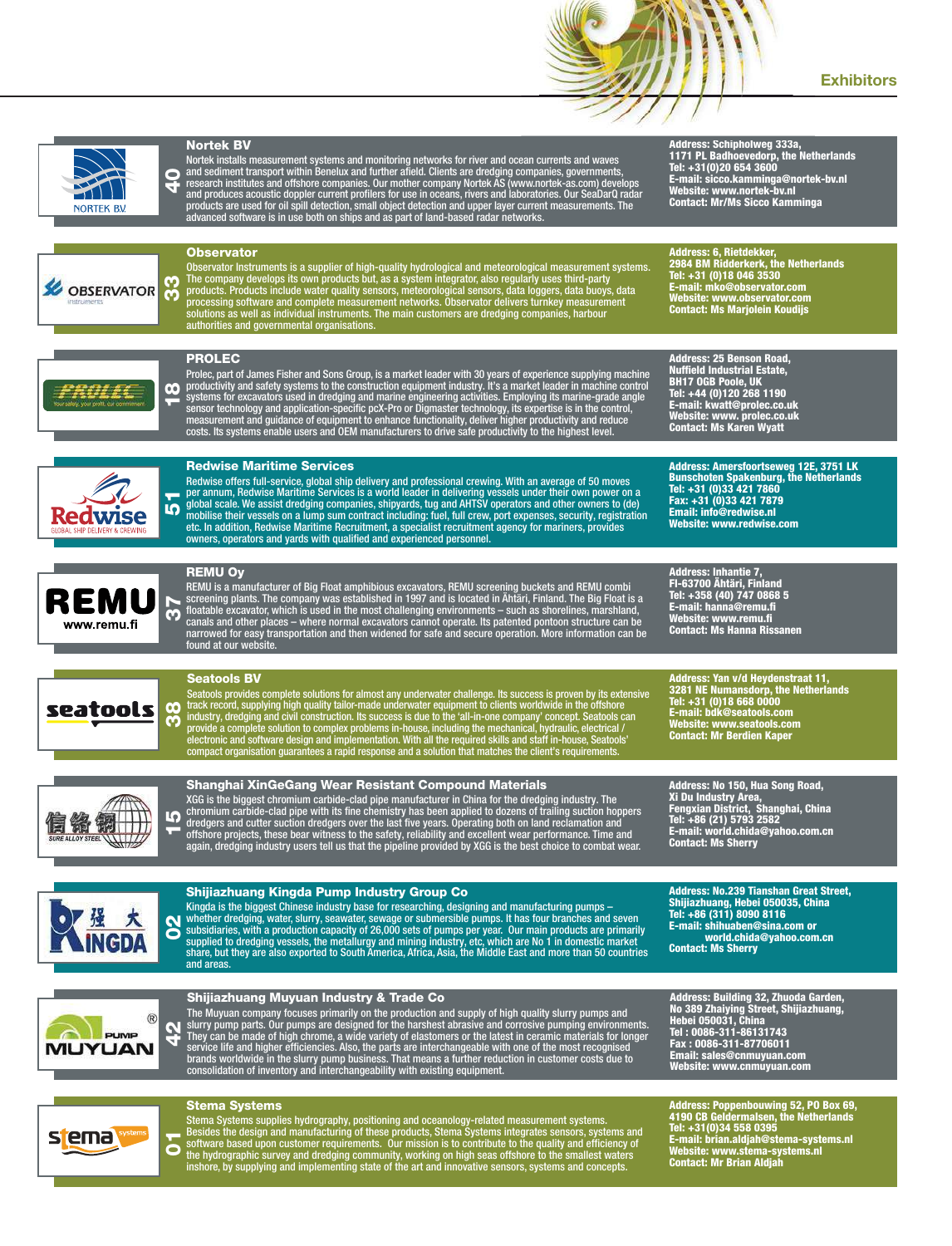# Exhibitors

## Nortek BV

**40**

Nortek installs measurement systems and monitoring networks for river and ocean currents and waves and sediment transport within Benelux and further afield. Clients are dredging companies, governments, research institutes and offshore companies. Our mother company Nortek AS (www.nortek-as.com) develops and produces acoustic doppler current profilers for use in oceans, rivers and laboratories. Our SeaDarQ radar products are used for oil spill detection, small object detection and upper layer current measurements. The advanced software is in use both on ships and as part of land-based radar networks.

**Address:** Schipholweg 333a, 1171 PL Badhoevedorp, the Netherlands
**Tel:** +31(0)20 654 3600
**E-mail:** sicco.kamminga@nortek-bv.nl
**Website:** www.nortek-bv.nl
**Contact:** Mr/Ms Sicco Kamminga

## Observator

**33**

Observator Instruments is a supplier of high-quality hydrological and meteorological measurement systems. The company develops its own products but, as a system integrator, also regularly uses third-party products. Products include water quality sensors, meteorological sensors, data loggers, data buoys, data processing software and complete measurement networks. Observator delivers turnkey measurement solutions as well as individual instruments. The main customers are dredging companies, harbour authorities and governmental organisations.

**Address:** 6, Rietdekker, 2984 BM Ridderkerk, the Netherlands
**Tel:** +31 (0)18 046 3530
**E-mail:** mko@observator.com
**Website:** www.observator.com
**Contact:** Ms Marjolein Koudijs

## PROLEC

**18**

Prolec, part of James Fisher and Sons Group, is a market leader with 30 years of experience supplying machine productivity and safety systems to the construction equipment industry. It's a market leader in machine control systems for excavators used in dredging and marine engineering activities. Employing its marine-grade angle sensor technology and application-specific pcX-Pro or Digmaster technology, its expertise is in the control, measurement and guidance of equipment to enhance functionality, deliver higher productivity and reduce costs. Its systems enable users and OEM manufacturers to drive safe productivity to the highest level.

**Address:** 25 Benson Road, Nuffield Industrial Estate, BH17 0GB Poole, UK
**Tel:** +44 (0)120 268 1190
**E-mail:** kwatt@prolec.co.uk
**Website:** www. prolec.co.uk
**Contact:** Ms Karen Wyatt

## Redwise Maritime Services

**51**

Redwise offers full-service, global ship delivery and professional crewing. With an average of 50 moves per annum, Redwise Maritime Services is a world leader in delivering vessels under their own power on a global scale. We assist dredging companies, shipyards, tug and AHTSV operators and other owners to (de) mobilise their vessels on a lump sum contract including: fuel, full crew, port expenses, security, registration etc. In addition, Redwise Maritime Recruitment, a specialist recruitment agency for mariners, provides owners, operators and yards with qualified and experienced personnel.

**Address:** Amersfoortseweg 12E, 3751 LK Bunschoten Spakenburg, the Netherlands
**Tel:** +31 (0)33 421 7860
**Fax:** +31 (0)33 421 7879
**Email:** info@redwise.nl
**Website:** www.redwise.com

## REMU Oy

**37**

REMU is a manufacturer of Big Float amphibious excavators, REMU screening buckets and REMU combi screening plants. The company was established in 1997 and is located in Ähtäri, Finland. The Big Float is a floatable excavator, which is used in the most challenging environments – such as shorelines, marshland, canals and other places – where normal excavators cannot operate. Its patented pontoon structure can be narrowed for easy transportation and then widened for safe and secure operation. More information can be found at our website.

**Address:** Inhantie 7, FI-63700 Ähtäri, Finland
**Tel:** +358 (40) 747 0868 5
**E-mail:** hanna@remu.fi
**Website:** www.remu.fi
**Contact:** Ms Hanna Rissanen

## Seatools BV

**38**

Seatools provides complete solutions for almost any underwater challenge. Its success is proven by its extensive track record, supplying high quality tailor-made underwater equipment to clients worldwide in the offshore industry, dredging and civil construction. Its success is due to the 'all-in-one company' concept. Seatools can provide a complete solution to complex problems in-house, including the mechanical, hydraulic, electrical / electronic and software design and implementation. With all the required skills and staff in-house, Seatools' compact organisation guarantees a rapid response and a solution that matches the client's requirements.

**Address:** Yan v/d Heydenstraat 11, 3281 NE Numansdorp, the Netherlands
**Tel:** +31 (0)18 668 0000
**E-mail:** bdk@seatools.com
**Website:** www.seatools.com
**Contact:** Mr Berdien Kaper

## Shanghai XinGeGang Wear Resistant Compound Materials

**15**

XGG is the biggest chromium carbide-clad pipe manufacturer in China for the dredging industry. The chromium carbide-clad pipe with its fine chemistry has been applied to dozens of trailing suction hoppers dredgers and cutter suction dredgers over the last five years. Operating both on land reclamation and offshore projects, these bear witness to the safety, reliability and excellent wear performance. Time and again, dredging industry users tell us that the pipeline provided by XGG is the best choice to combat wear.

**Address:** No 150, Hua Song Road, Xi Du Industry Area, Fengxian District, Shanghai, China
**Tel:** +86 (21) 5793 2582
**E-mail:** world.chida@yahoo.com.cn
**Contact:** Ms Sherry

## Shijiazhuang Kingda Pump Industry Group Co

**02**

Kingda is the biggest Chinese industry base for researching, designing and manufacturing pumps – whether dredging, water, slurry, seawater, sewage or submersible pumps. It has four branches and seven subsidiaries, with a production capacity of 26,000 sets of pumps per year. Our main products are primarily supplied to dredging vessels, the metallurgy and mining industry, etc, which are No 1 in domestic market share, but they are also exported to South America, Africa, Asia, the Middle East and more than 50 countries and areas.

**Address:** No.239 Tianshan Great Street, Shijiazhuang, Hebei 050035, China
**Tel:** +86 (311) 8090 8116
**E-mail:** shihuaben@sina.com or world.chida@yahoo.com.cn
**Contact:** Ms Sherry

## Shijiazhuang Muyuan Industry & Trade Co

**42**

The Muyuan company focuses primarily on the production and supply of high quality slurry pumps and slurry pump parts. Our pumps are designed for the harshest abrasive and corrosive pumping environments. They can be made of high chrome, a wide variety of elastomers or the latest in ceramic materials for longer service life and higher efficiencies. Also, the parts are interchangeable with one of the most recognised brands worldwide in the slurry pump business. That means a further reduction in customer costs due to consolidation of inventory and interchangeability with existing equipment.

**Address:** Building 32, Zhuoda Garden, No 389 Zhaiying Street, Shijiazhuang, Hebei 050031, China
**Tel :** 0086-311-86131743
**Fax :** 0086-311-87706011
**Email:** sales@cnmuyuan.com
**Website:** www.cnmuyuan.com

## Stema Systems

**01**

Stema Systems supplies hydrography, positioning and oceanology-related measurement systems. Besides the design and manufacturing of these products, Stema Systems integrates sensors, systems and software based upon customer requirements. Our mission is to contribute to the quality and efficiency of the hydrographic survey and dredging community, working on high seas offshore to the smallest waters inshore, by supplying and implementing state of the art and innovative sensors, systems and concepts.

**Address:** Poppenbouwing 52, PO Box 69, 4190 CB Geldermalsen, the Netherlands
**Tel:** +31(0)34 558 0395
**E-mail:** brian.aldjah@stema-systems.nl
**Website:** www.stema-systems.nl
**Contact:** Mr Brian Aldjah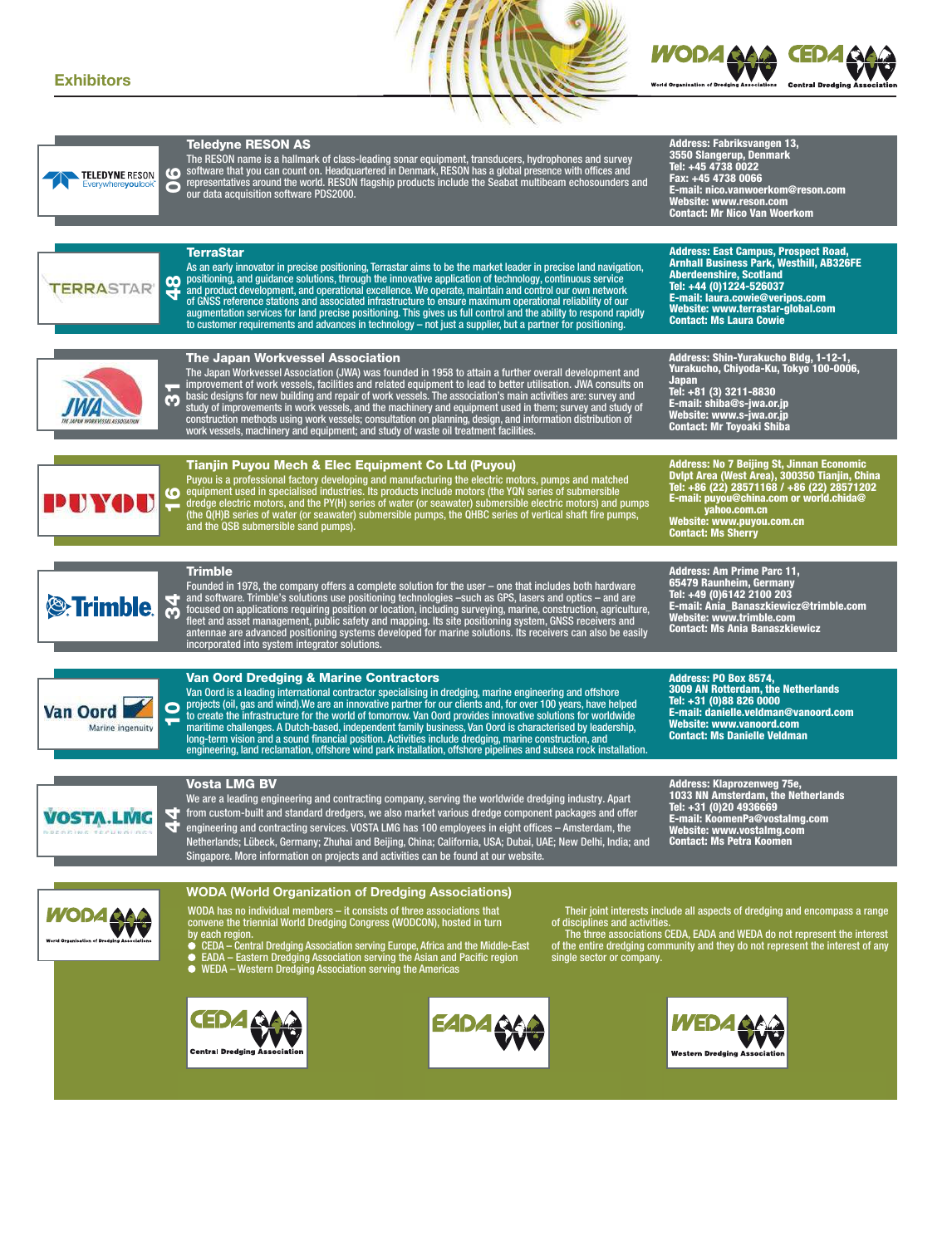## Exhibitors

### Teledyne RESON AS

**06**

The RESON name is a hallmark of class-leading sonar equipment, transducers, hydrophones and survey software that you can count on. Headquartered in Denmark, RESON has a global presence with offices and representatives around the world. RESON flagship products include the Seabat multibeam echosounders and our data acquisition software PDS2000.

**Address: Fabriksvangen 13, 3550 Slangerup, Denmark**
**Tel: +45 4738 0022**
**Fax: +45 4738 0066**
**E-mail: nico.vanwoerkom@reson.com**
**Website: www.reson.com**
**Contact: Mr Nico Van Woerkom**

### TerraStar

**48**

As an early innovator in precise positioning, Terrastar aims to be the market leader in precise land navigation, positioning, and guidance solutions, through the innovative application of technology, continuous service and product development, and operational excellence. We operate, maintain and control our own network of GNSS reference stations and associated infrastructure to ensure maximum operational reliability of our augmentation services for land precise positioning. This gives us full control and the ability to respond rapidly to customer requirements and advances in technology – not just a supplier, but a partner for positioning.

**Address: East Campus, Prospect Road, Arnhall Business Park, Westhill, AB326FE Aberdeenshire, Scotland**
**Tel: +44 (0)1224-526037**
**E-mail: laura.cowie@veripos.com**
**Website: www.terrastar-global.com**
**Contact: Ms Laura Cowie**

### The Japan Workvessel Association

**31**

The Japan Workvessel Association (JWA) was founded in 1958 to attain a further overall development and improvement of work vessels, facilities and related equipment to lead to better utilisation. JWA consults on basic designs for new building and repair of work vessels. The association's main activities are: survey and study of improvements in work vessels, and the machinery and equipment used in them; survey and study of construction methods using work vessels; consultation on planning, design, and information distribution of work vessels, machinery and equipment; and study of waste oil treatment facilities.

**Address: Shin-Yurakucho Bldg, 1-12-1, Yurakucho, Chiyoda-Ku, Tokyo 100-0006, Japan**
**Tel: +81 (3) 3211-8830**
**E-mail: shiba@s-jwa.or.jp**
**Website: www.s-jwa.or.jp**
**Contact: Mr Toyoaki Shiba**

### Tianjin Puyou Mech & Elec Equipment Co Ltd (Puyou)

**16**

Puyou is a professional factory developing and manufacturing the electric motors, pumps and matched equipment used in specialised industries. Its products include motors (the YQN series of submersible dredge electric motors, and the PY(H) series of water (or seawater) submersible electric motors) and pumps (the Q(H)B series of water (or seawater) submersible pumps, the QHBC series of vertical shaft fire pumps, and the QSB submersible sand pumps).

**Address: No 7 Beijing St, Jinnan Economic Dvlpt Area (West Area), 300350 Tianjin, China**
**Tel: +86 (22) 28571168 / +86 (22) 28571202**
**E-mail: puyou@china.com or world.chida@yahoo.com.cn**
**Website: www.puyou.com.cn**
**Contact: Ms Sherry**

### Trimble

**34**

Founded in 1978, the company offers a complete solution for the user – one that includes both hardware and software. Trimble's solutions use positioning technologies –such as GPS, lasers and optics – and are focused on applications requiring position or location, including surveying, marine, construction, agriculture, fleet and asset management, public safety and mapping. Its site positioning system, GNSS receivers and antennae are advanced positioning systems developed for marine solutions. Its receivers can also be easily incorporated into system integrator solutions.

**Address: Am Prime Parc 11, 65479 Raunheim, Germany**
**Tel: +49 (0)6142 2100 203**
**E-mail: Ania_Banaszkiewicz@trimble.com**
**Website: www.trimble.com**
**Contact: Ms Ania Banaszkiewicz**

### Van Oord Dredging & Marine Contractors

**10**

Van Oord is a leading international contractor specialising in dredging, marine engineering and offshore projects (oil, gas and wind).We are an innovative partner for our clients and, for over 100 years, have helped to create the infrastructure for the world of tomorrow. Van Oord provides innovative solutions for worldwide maritime challenges. A Dutch-based, independent family business, Van Oord is characterised by leadership, long-term vision and a sound financial position. Activities include dredging, marine construction, and engineering, land reclamation, offshore wind park installation, offshore pipelines and subsea rock installation.

**Address: PO Box 8574, 3009 AN Rotterdam, the Netherlands**
**Tel: +31 (0)88 826 0000**
**E-mail: danielle.veldman@vanoord.com**
**Website: www.vanoord.com**
**Contact: Ms Danielle Veldman**

### Vosta LMG BV

**44**

We are a leading engineering and contracting company, serving the worldwide dredging industry. Apart from custom-built and standard dredgers, we also market various dredge component packages and offer engineering and contracting services. VOSTA LMG has 100 employees in eight offices – Amsterdam, the Netherlands; Lübeck, Germany; Zhuhai and Beijing, China; California, USA; Dubai, UAE; New Delhi, India; and Singapore. More information on projects and activities can be found at our website.

**Address: Klaprozenweg 75e, 1033 NN Amsterdam, the Netherlands**
**Tel: +31 (0)20 4936669**
**E-mail: KoomenPa@vostalmg.com**
**Website: www.vostalmg.com**
**Contact: Ms Petra Koomen**

### WODA (World Organization of Dredging Associations)

WODA has no individual members – it consists of three associations that convene the triennial World Dredging Congress (WODCON), hosted in turn by each region.

- CEDA – Central Dredging Association serving Europe, Africa and the Middle-East
- EADA – Eastern Dredging Association serving the Asian and Pacific region
- WEDA – Western Dredging Association serving the Americas

Their joint interests include all aspects of dredging and encompass a range of disciplines and activities.

The three associations CEDA, EADA and WEDA do not represent the interest of the entire dredging community and they do not represent the interest of any single sector or company.